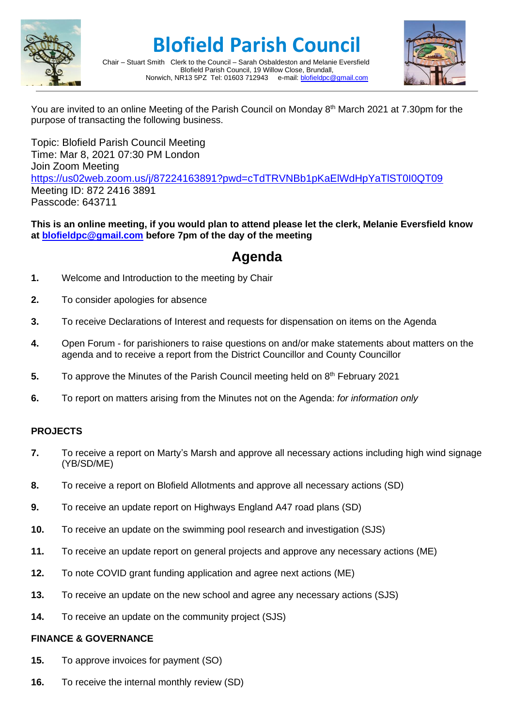# Blofield Parish Council

Chair – Stuart Smith Clerk to the Council – Sarah Osbaldeston and Melanie Eversfield
Blofield Parish Council, 19 Willow Close, Brundall,
Norwich, NR13 5PZ Tel: 01603 712943 e-mail: blofieldpc@gmail.com

You are invited to an online Meeting of the Parish Council on Monday 8th March 2021 at 7.30pm for the purpose of transacting the following business.

Topic: Blofield Parish Council Meeting
Time: Mar 8, 2021 07:30 PM London
Join Zoom Meeting
https://us02web.zoom.us/j/87224163891?pwd=cTdTRVNBb1pKaElWdHpYaTlST0I0QT09
Meeting ID: 872 2416 3891
Passcode: 643711

**This is an online meeting, if you would plan to attend please let the clerk, Melanie Eversfield know at blofieldpc@gmail.com before 7pm of the day of the meeting**

## Agenda

1. Welcome and Introduction to the meeting by Chair
2. To consider apologies for absence
3. To receive Declarations of Interest and requests for dispensation on items on the Agenda
4. Open Forum - for parishioners to raise questions on and/or make statements about matters on the agenda and to receive a report from the District Councillor and County Councillor
5. To approve the Minutes of the Parish Council meeting held on 8th February 2021
6. To report on matters arising from the Minutes not on the Agenda: *for information only*

**PROJECTS**

7. To receive a report on Marty's Marsh and approve all necessary actions including high wind signage (YB/SD/ME)
8. To receive a report on Blofield Allotments and approve all necessary actions (SD)
9. To receive an update report on Highways England A47 road plans (SD)
10. To receive an update on the swimming pool research and investigation (SJS)
11. To receive an update report on general projects and approve any necessary actions (ME)
12. To note COVID grant funding application and agree next actions (ME)
13. To receive an update on the new school and agree any necessary actions (SJS)
14. To receive an update on the community project (SJS)

**FINANCE & GOVERNANCE**

15. To approve invoices for payment (SO)
16. To receive the internal monthly review (SD)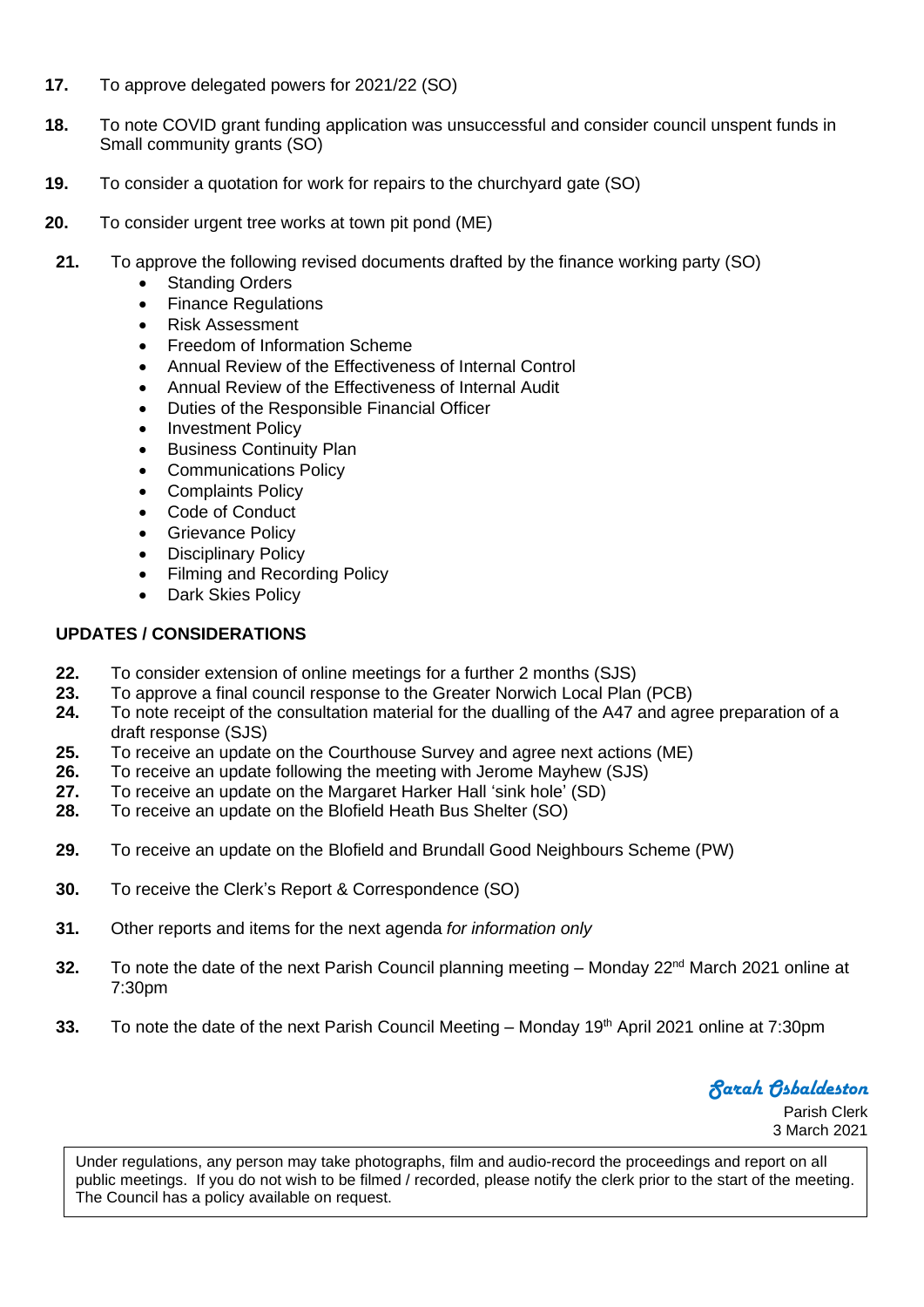**17.** To approve delegated powers for 2021/22 (SO)

**18.** To note COVID grant funding application was unsuccessful and consider council unspent funds in Small community grants (SO)

**19.** To consider a quotation for work for repairs to the churchyard gate (SO)

**20.** To consider urgent tree works at town pit pond (ME)

**21.** To approve the following revised documents drafted by the finance working party (SO)

- Standing Orders
- Finance Regulations
- Risk Assessment
- Freedom of Information Scheme
- Annual Review of the Effectiveness of Internal Control
- Annual Review of the Effectiveness of Internal Audit
- Duties of the Responsible Financial Officer
- Investment Policy
- Business Continuity Plan
- Communications Policy
- Complaints Policy
- Code of Conduct
- Grievance Policy
- Disciplinary Policy
- Filming and Recording Policy
- Dark Skies Policy

## UPDATES / CONSIDERATIONS

**22.** To consider extension of online meetings for a further 2 months (SJS)
**23.** To approve a final council response to the Greater Norwich Local Plan (PCB)
**24.** To note receipt of the consultation material for the dualling of the A47 and agree preparation of a draft response (SJS)
**25.** To receive an update on the Courthouse Survey and agree next actions (ME)
**26.** To receive an update following the meeting with Jerome Mayhew (SJS)
**27.** To receive an update on the Margaret Harker Hall 'sink hole' (SD)
**28.** To receive an update on the Blofield Heath Bus Shelter (SO)

**29.** To receive an update on the Blofield and Brundall Good Neighbours Scheme (PW)

**30.** To receive the Clerk's Report & Correspondence (SO)

**31.** Other reports and items for the next agenda *for information only*

**32.** To note the date of the next Parish Council planning meeting – Monday 22nd March 2021 online at 7:30pm

**33.** To note the date of the next Parish Council Meeting – Monday 19th April 2021 online at 7:30pm

*Sarah Osbaldeston*
Parish Clerk
3 March 2021

Under regulations, any person may take photographs, film and audio-record the proceedings and report on all public meetings. If you do not wish to be filmed / recorded, please notify the clerk prior to the start of the meeting. The Council has a policy available on request.